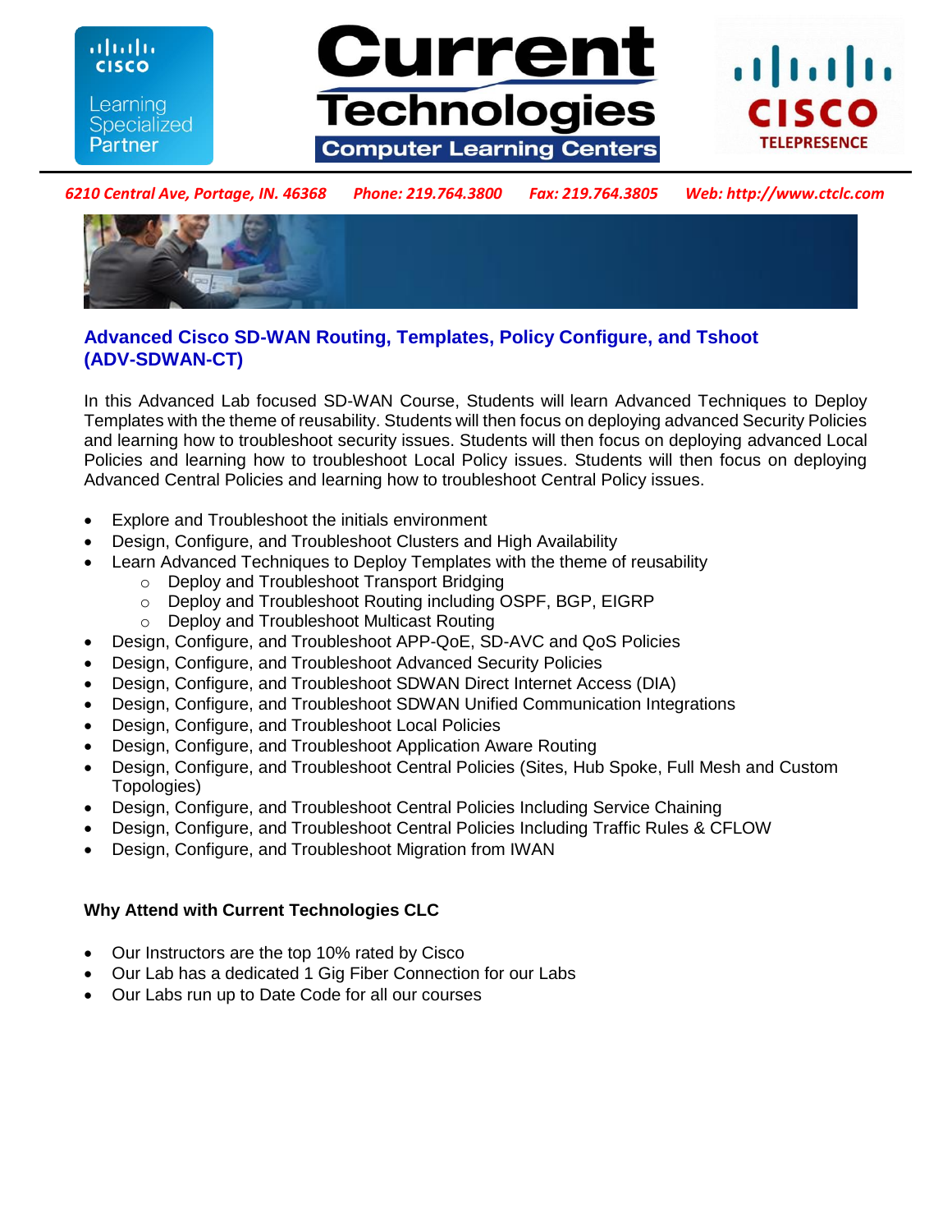6210 Central Ave, Portage, IN. 46368    Phone: 219.764.3800    Fax: 219.764.3805    Web: http://www.ctclc.com

## Advanced Cisco SD-WAN Routing, Templates, Policy Configure, and Tshoot (ADV-SDWAN-CT)

In this Advanced Lab focused SD-WAN Course, Students will learn Advanced Techniques to Deploy Templates with the theme of reusability. Students will then focus on deploying advanced Security Policies and learning how to troubleshoot security issues. Students will then focus on deploying advanced Local Policies and learning how to troubleshoot Local Policy issues. Students will then focus on deploying Advanced Central Policies and learning how to troubleshoot Central Policy issues.

- Explore and Troubleshoot the initials environment
- Design, Configure, and Troubleshoot Clusters and High Availability
- Learn Advanced Techniques to Deploy Templates with the theme of reusability
  - Deploy and Troubleshoot Transport Bridging
  - Deploy and Troubleshoot Routing including OSPF, BGP, EIGRP
  - Deploy and Troubleshoot Multicast Routing
- Design, Configure, and Troubleshoot APP-QoE, SD-AVC and QoS Policies
- Design, Configure, and Troubleshoot Advanced Security Policies
- Design, Configure, and Troubleshoot SDWAN Direct Internet Access (DIA)
- Design, Configure, and Troubleshoot SDWAN Unified Communication Integrations
- Design, Configure, and Troubleshoot Local Policies
- Design, Configure, and Troubleshoot Application Aware Routing
- Design, Configure, and Troubleshoot Central Policies (Sites, Hub Spoke, Full Mesh and Custom Topologies)
- Design, Configure, and Troubleshoot Central Policies Including Service Chaining
- Design, Configure, and Troubleshoot Central Policies Including Traffic Rules & CFLOW
- Design, Configure, and Troubleshoot Migration from IWAN

**Why Attend with Current Technologies CLC**

- Our Instructors are the top 10% rated by Cisco
- Our Lab has a dedicated 1 Gig Fiber Connection for our Labs
- Our Labs run up to Date Code for all our courses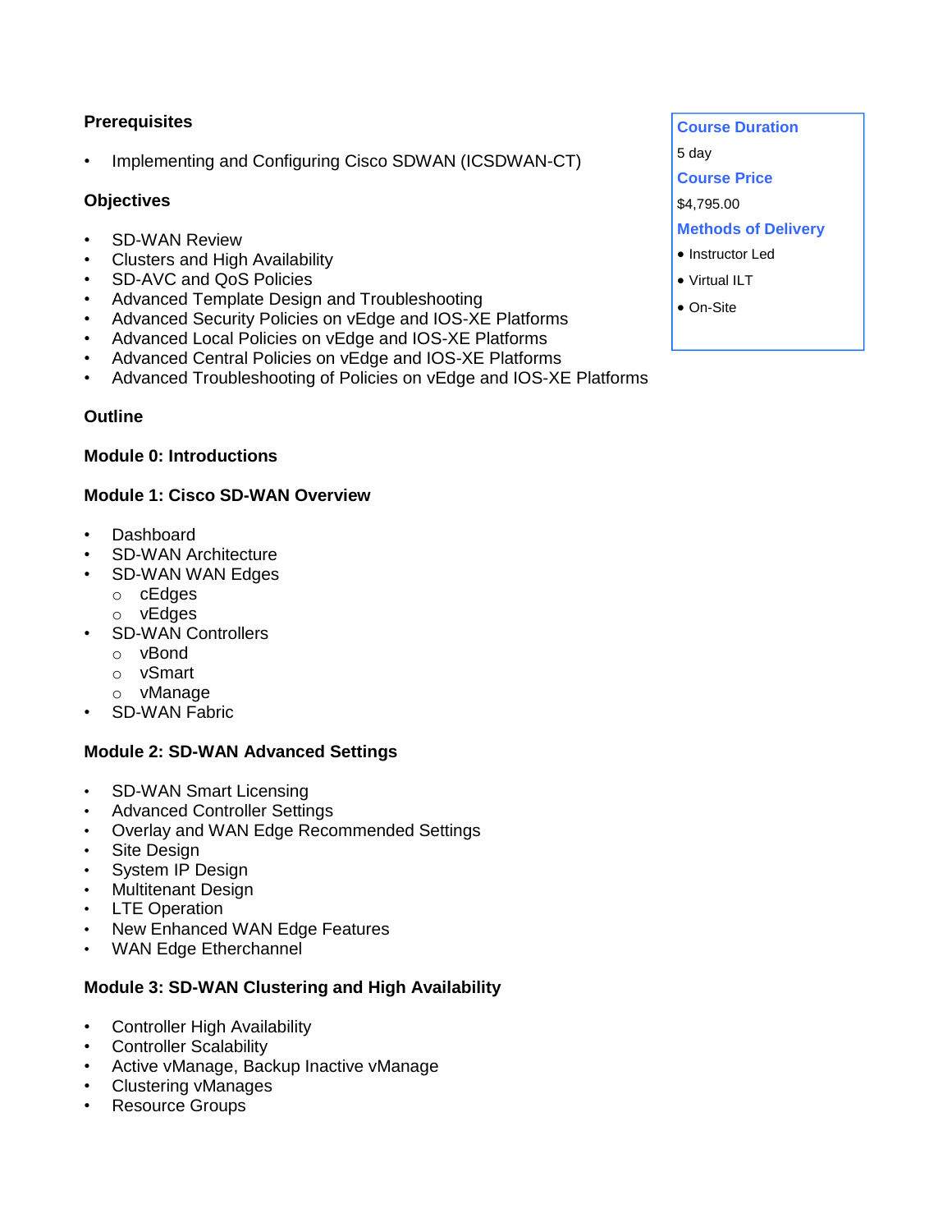### Prerequisites

- Implementing and Configuring Cisco SDWAN (ICSDWAN-CT)

### Objectives

- SD-WAN Review
- Clusters and High Availability
- SD-AVC and QoS Policies
- Advanced Template Design and Troubleshooting
- Advanced Security Policies on vEdge and IOS-XE Platforms
- Advanced Local Policies on vEdge and IOS-XE Platforms
- Advanced Central Policies on vEdge and IOS-XE Platforms
- Advanced Troubleshooting of Policies on vEdge and IOS-XE Platforms

**Course Duration**

5 day

**Course Price**

$4,795.00

**Methods of Delivery**

- Instructor Led
- Virtual ILT
- On-Site

### Outline

#### Module 0: Introductions

#### Module 1: Cisco SD-WAN Overview

- Dashboard
- SD-WAN Architecture
- SD-WAN WAN Edges
  - cEdges
  - vEdges
- SD-WAN Controllers
  - vBond
  - vSmart
  - vManage
- SD-WAN Fabric

#### Module 2: SD-WAN Advanced Settings

- SD-WAN Smart Licensing
- Advanced Controller Settings
- Overlay and WAN Edge Recommended Settings
- Site Design
- System IP Design
- Multitenant Design
- LTE Operation
- New Enhanced WAN Edge Features
- WAN Edge Etherchannel

#### Module 3: SD-WAN Clustering and High Availability

- Controller High Availability
- Controller Scalability
- Active vManage, Backup Inactive vManage
- Clustering vManages
- Resource Groups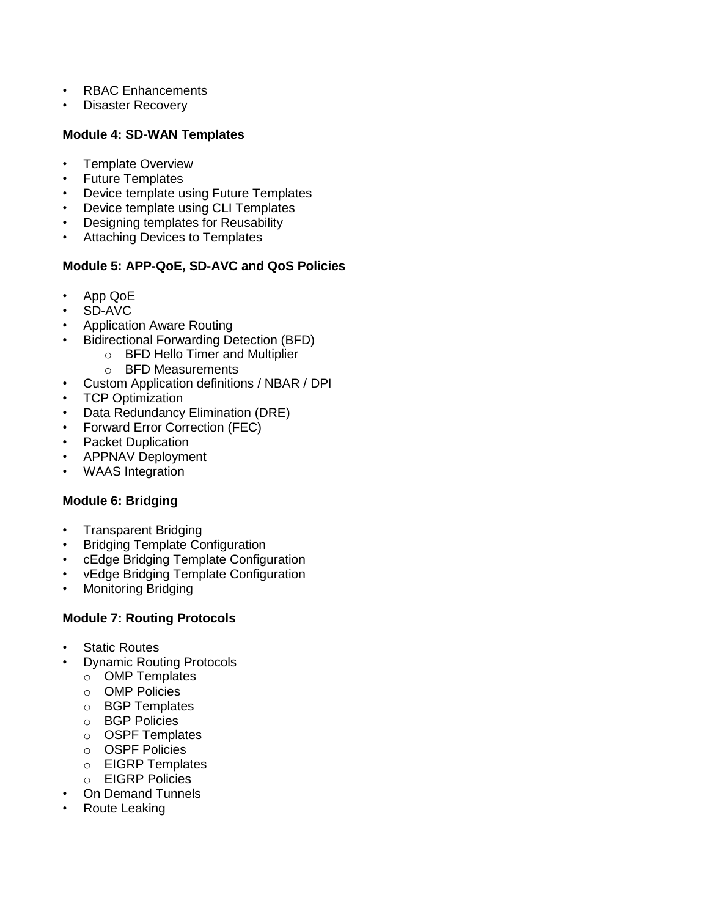- RBAC Enhancements
- Disaster Recovery

**Module 4: SD-WAN Templates**

- Template Overview
- Future Templates
- Device template using Future Templates
- Device template using CLI Templates
- Designing templates for Reusability
- Attaching Devices to Templates

**Module 5: APP-QoE, SD-AVC and QoS Policies**

- App QoE
- SD-AVC
- Application Aware Routing
- Bidirectional Forwarding Detection (BFD)
    - BFD Hello Timer and Multiplier
    - BFD Measurements
- Custom Application definitions / NBAR / DPI
- TCP Optimization
- Data Redundancy Elimination (DRE)
- Forward Error Correction (FEC)
- Packet Duplication
- APPNAV Deployment
- WAAS Integration

**Module 6: Bridging**

- Transparent Bridging
- Bridging Template Configuration
- cEdge Bridging Template Configuration
- vEdge Bridging Template Configuration
- Monitoring Bridging

**Module 7: Routing Protocols**

- Static Routes
- Dynamic Routing Protocols
    - OMP Templates
    - OMP Policies
    - BGP Templates
    - BGP Policies
    - OSPF Templates
    - OSPF Policies
    - EIGRP Templates
    - EIGRP Policies
- On Demand Tunnels
- Route Leaking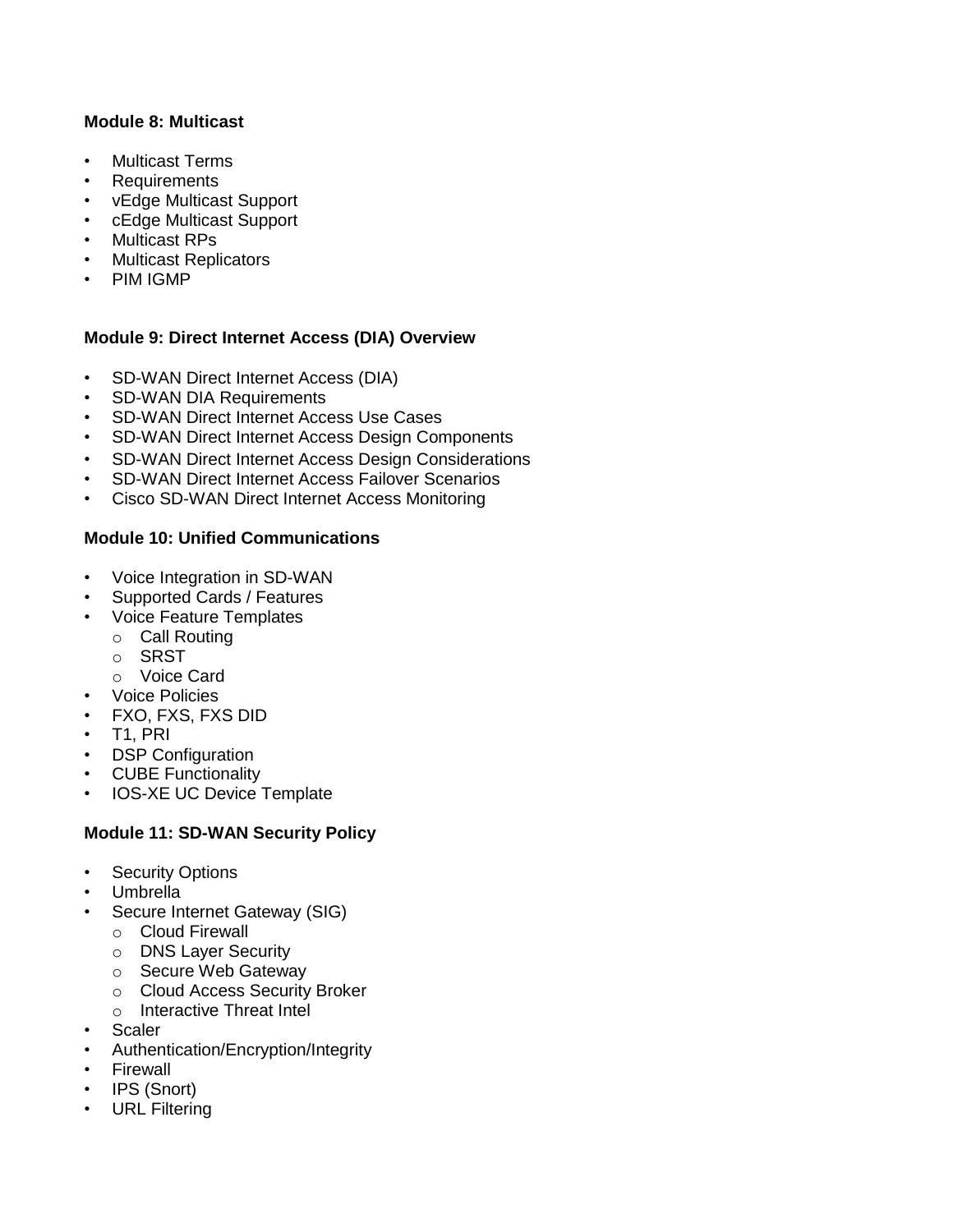**Module 8: Multicast**

- Multicast Terms
- Requirements
- vEdge Multicast Support
- cEdge Multicast Support
- Multicast RPs
- Multicast Replicators
- PIM IGMP

**Module 9: Direct Internet Access (DIA) Overview**

- SD-WAN Direct Internet Access (DIA)
- SD-WAN DIA Requirements
- SD-WAN Direct Internet Access Use Cases
- SD-WAN Direct Internet Access Design Components
- SD-WAN Direct Internet Access Design Considerations
- SD-WAN Direct Internet Access Failover Scenarios
- Cisco SD-WAN Direct Internet Access Monitoring

**Module 10: Unified Communications**

- Voice Integration in SD-WAN
- Supported Cards / Features
- Voice Feature Templates
  - Call Routing
  - SRST
  - Voice Card
- Voice Policies
- FXO, FXS, FXS DID
- T1, PRI
- DSP Configuration
- CUBE Functionality
- IOS-XE UC Device Template

**Module 11: SD-WAN Security Policy**

- Security Options
- Umbrella
- Secure Internet Gateway (SIG)
  - Cloud Firewall
  - DNS Layer Security
  - Secure Web Gateway
  - Cloud Access Security Broker
  - Interactive Threat Intel
- Scaler
- Authentication/Encryption/Integrity
- Firewall
- IPS (Snort)
- URL Filtering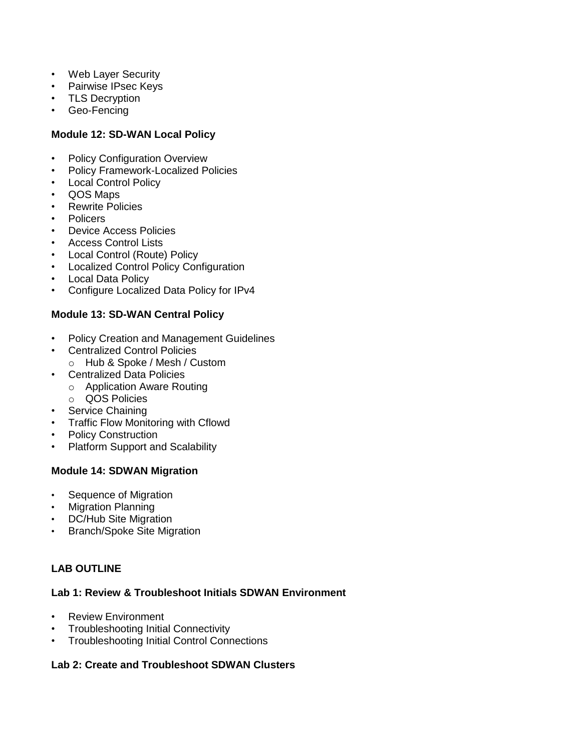- Web Layer Security
- Pairwise IPsec Keys
- TLS Decryption
- Geo-Fencing

**Module 12: SD-WAN Local Policy**

- Policy Configuration Overview
- Policy Framework-Localized Policies
- Local Control Policy
- QOS Maps
- Rewrite Policies
- Policers
- Device Access Policies
- Access Control Lists
- Local Control (Route) Policy
- Localized Control Policy Configuration
- Local Data Policy
- Configure Localized Data Policy for IPv4

**Module 13: SD-WAN Central Policy**

- Policy Creation and Management Guidelines
- Centralized Control Policies
  - Hub & Spoke / Mesh / Custom
- Centralized Data Policies
  - Application Aware Routing
  - QOS Policies
- Service Chaining
- Traffic Flow Monitoring with Cflowd
- Policy Construction
- Platform Support and Scalability

**Module 14: SDWAN Migration**

- Sequence of Migration
- Migration Planning
- DC/Hub Site Migration
- Branch/Spoke Site Migration

**LAB OUTLINE**

**Lab 1: Review & Troubleshoot Initials SDWAN Environment**

- Review Environment
- Troubleshooting Initial Connectivity
- Troubleshooting Initial Control Connections

**Lab 2: Create and Troubleshoot SDWAN Clusters**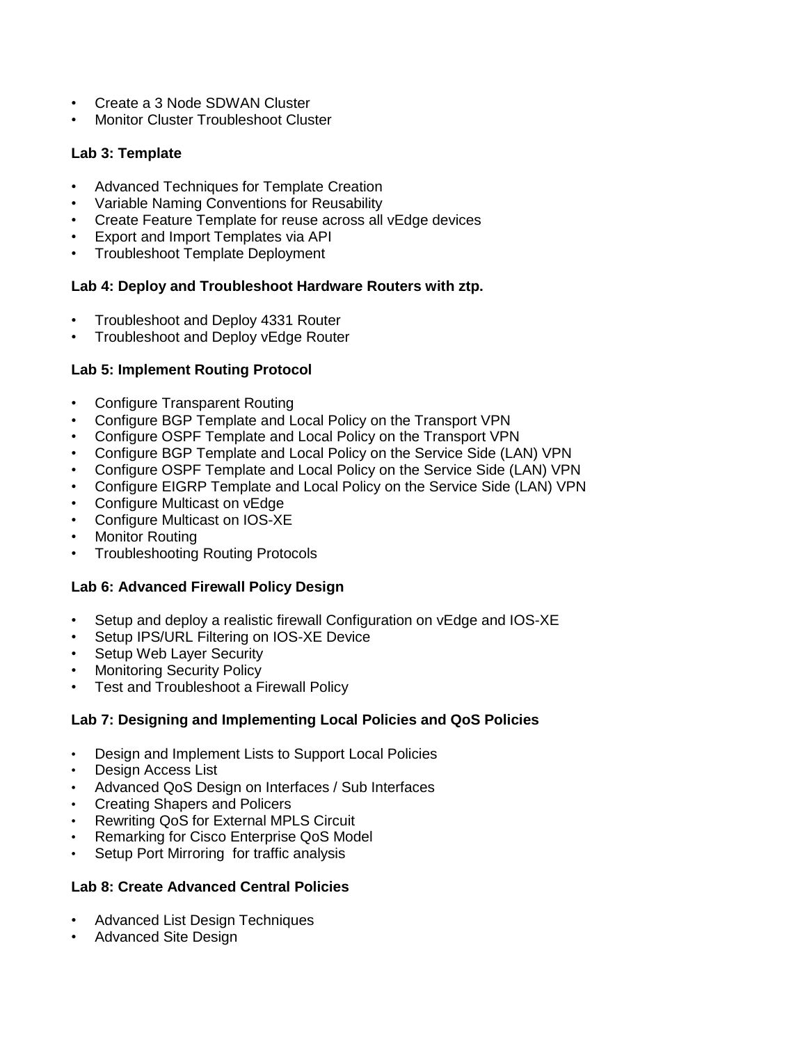- Create a 3 Node SDWAN Cluster
- Monitor Cluster Troubleshoot Cluster

**Lab 3: Template**

- Advanced Techniques for Template Creation
- Variable Naming Conventions for Reusability
- Create Feature Template for reuse across all vEdge devices
- Export and Import Templates via API
- Troubleshoot Template Deployment

**Lab 4: Deploy and Troubleshoot Hardware Routers with ztp.**

- Troubleshoot and Deploy 4331 Router
- Troubleshoot and Deploy vEdge Router

**Lab 5: Implement Routing Protocol**

- Configure Transparent Routing
- Configure BGP Template and Local Policy on the Transport VPN
- Configure OSPF Template and Local Policy on the Transport VPN
- Configure BGP Template and Local Policy on the Service Side (LAN) VPN
- Configure OSPF Template and Local Policy on the Service Side (LAN) VPN
- Configure EIGRP Template and Local Policy on the Service Side (LAN) VPN
- Configure Multicast on vEdge
- Configure Multicast on IOS-XE
- Monitor Routing
- Troubleshooting Routing Protocols

**Lab 6: Advanced Firewall Policy Design**

- Setup and deploy a realistic firewall Configuration on vEdge and IOS-XE
- Setup IPS/URL Filtering on IOS-XE Device
- Setup Web Layer Security
- Monitoring Security Policy
- Test and Troubleshoot a Firewall Policy

**Lab 7: Designing and Implementing Local Policies and QoS Policies**

- Design and Implement Lists to Support Local Policies
- Design Access List
- Advanced QoS Design on Interfaces / Sub Interfaces
- Creating Shapers and Policers
- Rewriting QoS for External MPLS Circuit
- Remarking for Cisco Enterprise QoS Model
- Setup Port Mirroring for traffic analysis

**Lab 8: Create Advanced Central Policies**

- Advanced List Design Techniques
- Advanced Site Design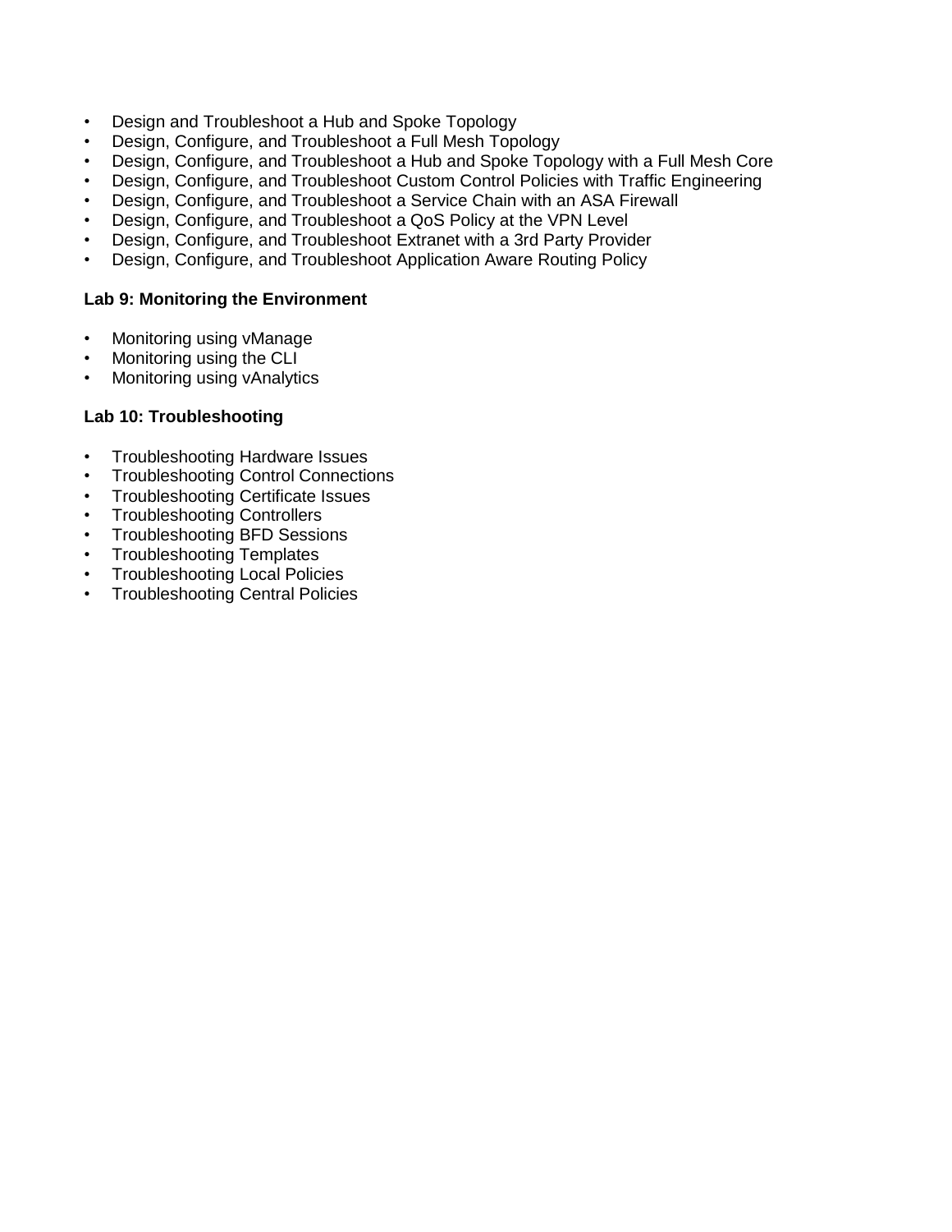- Design and Troubleshoot a Hub and Spoke Topology
- Design, Configure, and Troubleshoot a Full Mesh Topology
- Design, Configure, and Troubleshoot a Hub and Spoke Topology with a Full Mesh Core
- Design, Configure, and Troubleshoot Custom Control Policies with Traffic Engineering
- Design, Configure, and Troubleshoot a Service Chain with an ASA Firewall
- Design, Configure, and Troubleshoot a QoS Policy at the VPN Level
- Design, Configure, and Troubleshoot Extranet with a 3rd Party Provider
- Design, Configure, and Troubleshoot Application Aware Routing Policy

**Lab 9: Monitoring the Environment**

- Monitoring using vManage
- Monitoring using the CLI
- Monitoring using vAnalytics

**Lab 10: Troubleshooting**

- Troubleshooting Hardware Issues
- Troubleshooting Control Connections
- Troubleshooting Certificate Issues
- Troubleshooting Controllers
- Troubleshooting BFD Sessions
- Troubleshooting Templates
- Troubleshooting Local Policies
- Troubleshooting Central Policies